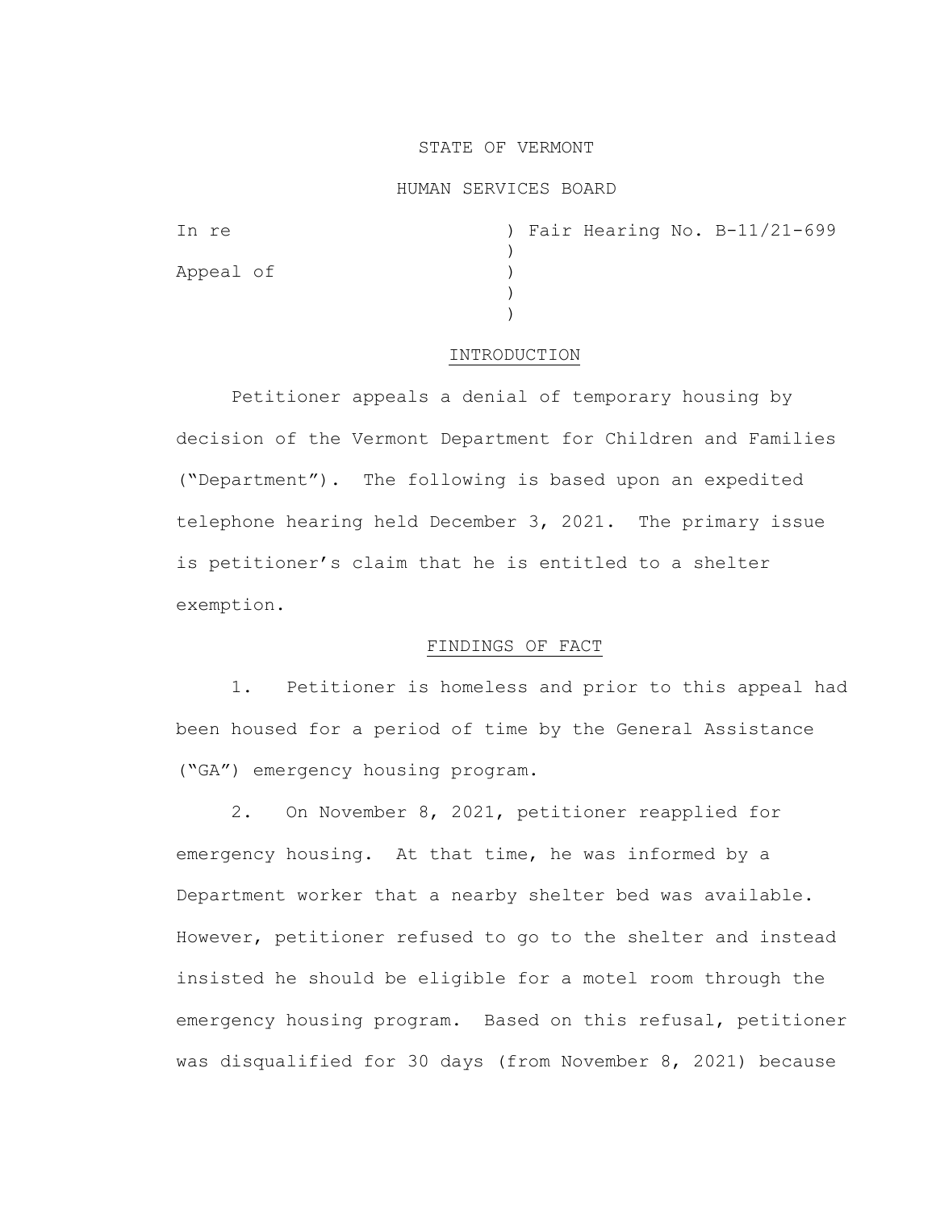STATE OF VERMONT

HUMAN SERVICES BOARD

In re ) Fair Hearing No. B-11/21-699
)
Appeal of )
)
)

## INTRODUCTION

Petitioner appeals a denial of temporary housing by decision of the Vermont Department for Children and Families ("Department"). The following is based upon an expedited telephone hearing held December 3, 2021. The primary issue is petitioner's claim that he is entitled to a shelter exemption.

## FINDINGS OF FACT

1. Petitioner is homeless and prior to this appeal had been housed for a period of time by the General Assistance ("GA") emergency housing program.

2. On November 8, 2021, petitioner reapplied for emergency housing. At that time, he was informed by a Department worker that a nearby shelter bed was available. However, petitioner refused to go to the shelter and instead insisted he should be eligible for a motel room through the emergency housing program. Based on this refusal, petitioner was disqualified for 30 days (from November 8, 2021) because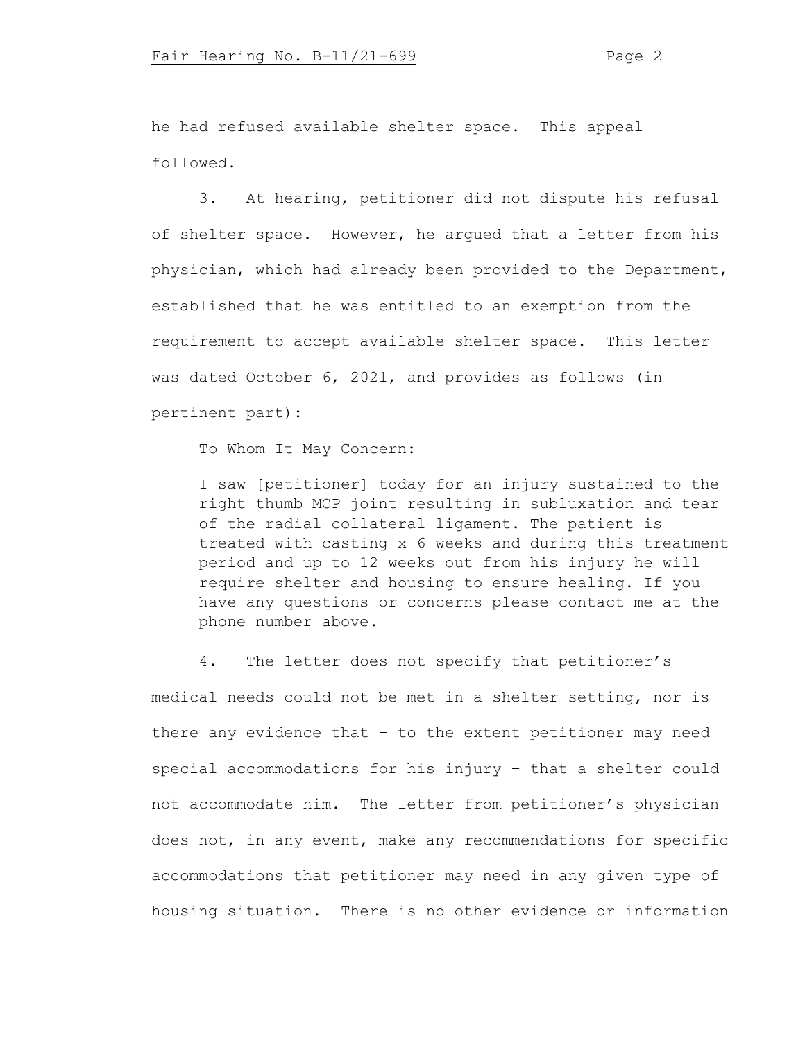he had refused available shelter space. This appeal followed.

3. At hearing, petitioner did not dispute his refusal of shelter space. However, he argued that a letter from his physician, which had already been provided to the Department, established that he was entitled to an exemption from the requirement to accept available shelter space. This letter was dated October 6, 2021, and provides as follows (in pertinent part):

> To Whom It May Concern:
>
> I saw [petitioner] today for an injury sustained to the right thumb MCP joint resulting in subluxation and tear of the radial collateral ligament. The patient is treated with casting x 6 weeks and during this treatment period and up to 12 weeks out from his injury he will require shelter and housing to ensure healing. If you have any questions or concerns please contact me at the phone number above.

4. The letter does not specify that petitioner's medical needs could not be met in a shelter setting, nor is there any evidence that – to the extent petitioner may need special accommodations for his injury – that a shelter could not accommodate him. The letter from petitioner's physician does not, in any event, make any recommendations for specific accommodations that petitioner may need in any given type of housing situation. There is no other evidence or information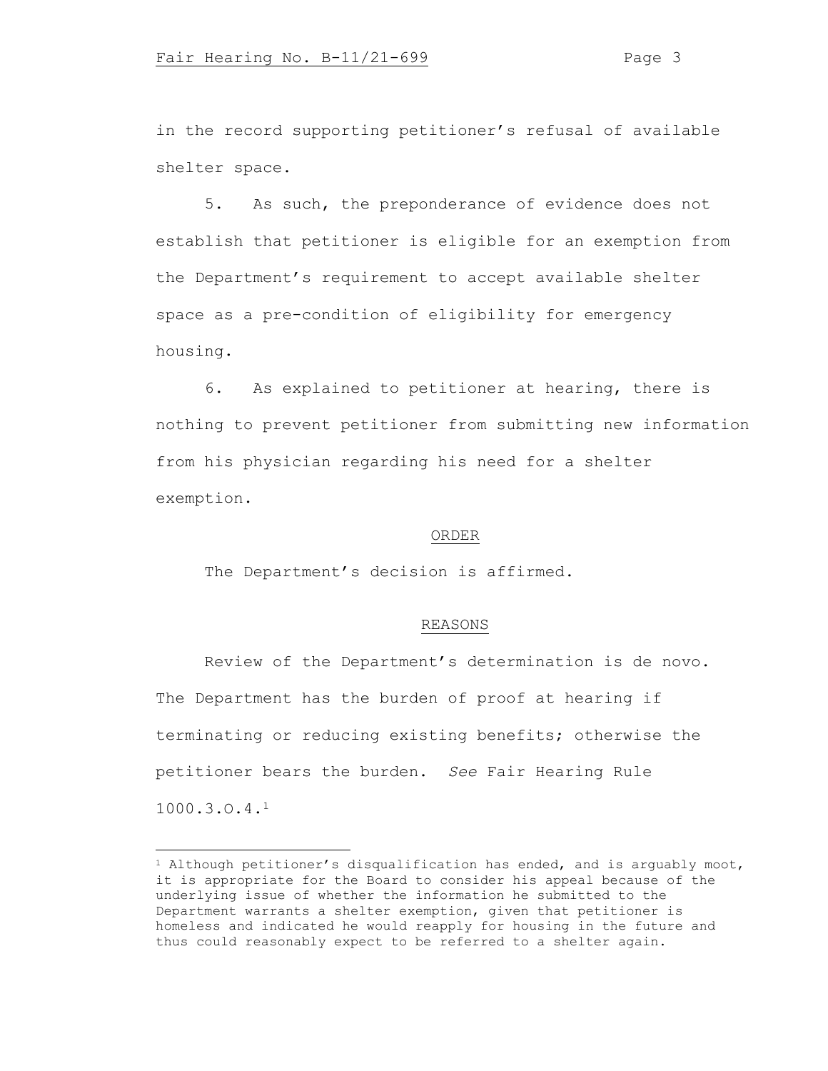in the record supporting petitioner's refusal of available shelter space.

5. As such, the preponderance of evidence does not establish that petitioner is eligible for an exemption from the Department's requirement to accept available shelter space as a pre-condition of eligibility for emergency housing.

6. As explained to petitioner at hearing, there is nothing to prevent petitioner from submitting new information from his physician regarding his need for a shelter exemption.

## ORDER

The Department's decision is affirmed.

## REASONS

Review of the Department's determination is de novo. The Department has the burden of proof at hearing if terminating or reducing existing benefits; otherwise the petitioner bears the burden. *See* Fair Hearing Rule 1000.3.O.4.[1]

---

[1] Although petitioner's disqualification has ended, and is arguably moot, it is appropriate for the Board to consider his appeal because of the underlying issue of whether the information he submitted to the Department warrants a shelter exemption, given that petitioner is homeless and indicated he would reapply for housing in the future and thus could reasonably expect to be referred to a shelter again.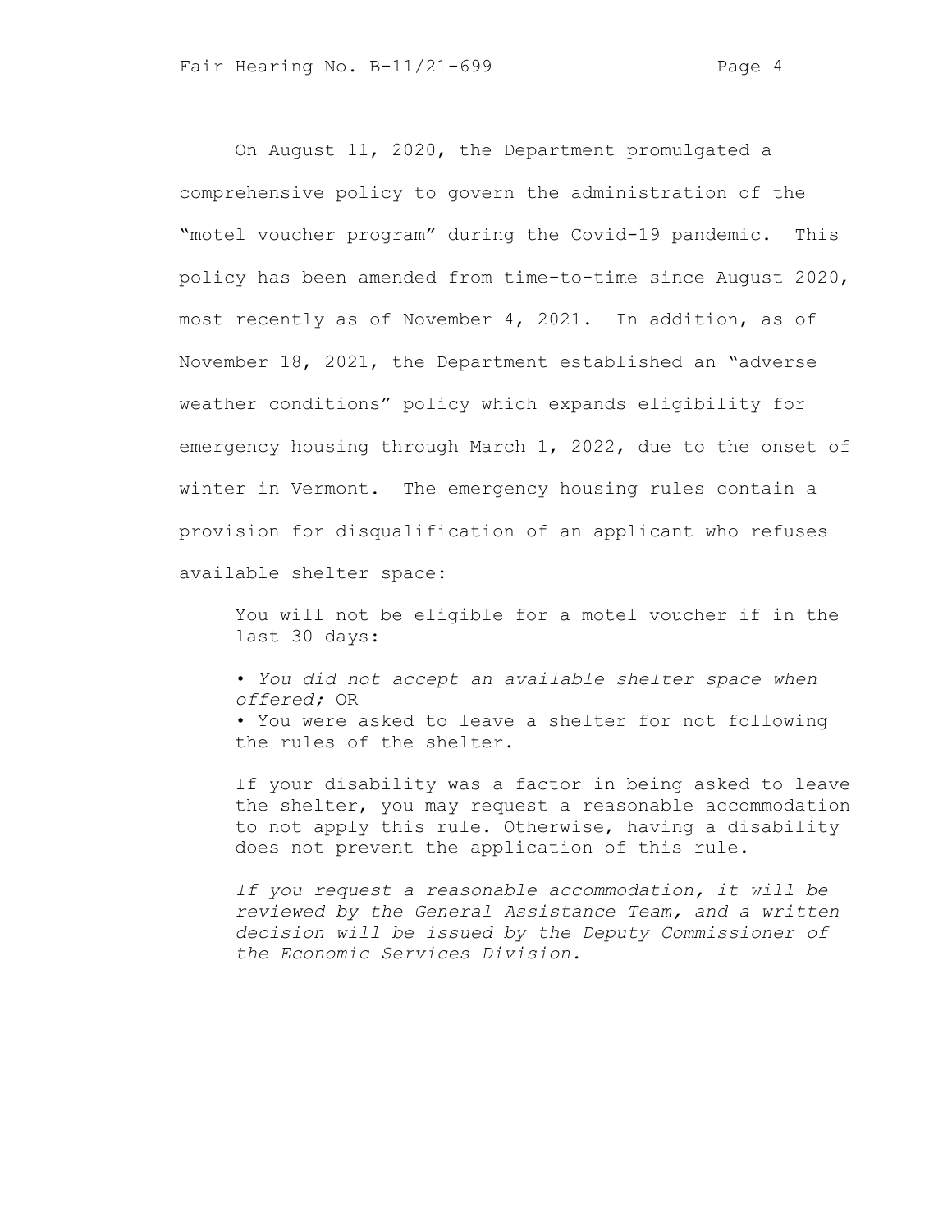On August 11, 2020, the Department promulgated a comprehensive policy to govern the administration of the "motel voucher program" during the Covid-19 pandemic. This policy has been amended from time-to-time since August 2020, most recently as of November 4, 2021. In addition, as of November 18, 2021, the Department established an "adverse weather conditions" policy which expands eligibility for emergency housing through March 1, 2022, due to the onset of winter in Vermont. The emergency housing rules contain a provision for disqualification of an applicant who refuses available shelter space:

> You will not be eligible for a motel voucher if in the last 30 days:
>
> • *You did not accept an available shelter space when offered;* OR
> • You were asked to leave a shelter for not following the rules of the shelter.
>
> If your disability was a factor in being asked to leave the shelter, you may request a reasonable accommodation to not apply this rule. Otherwise, having a disability does not prevent the application of this rule.
>
> *If you request a reasonable accommodation, it will be reviewed by the General Assistance Team, and a written decision will be issued by the Deputy Commissioner of the Economic Services Division.*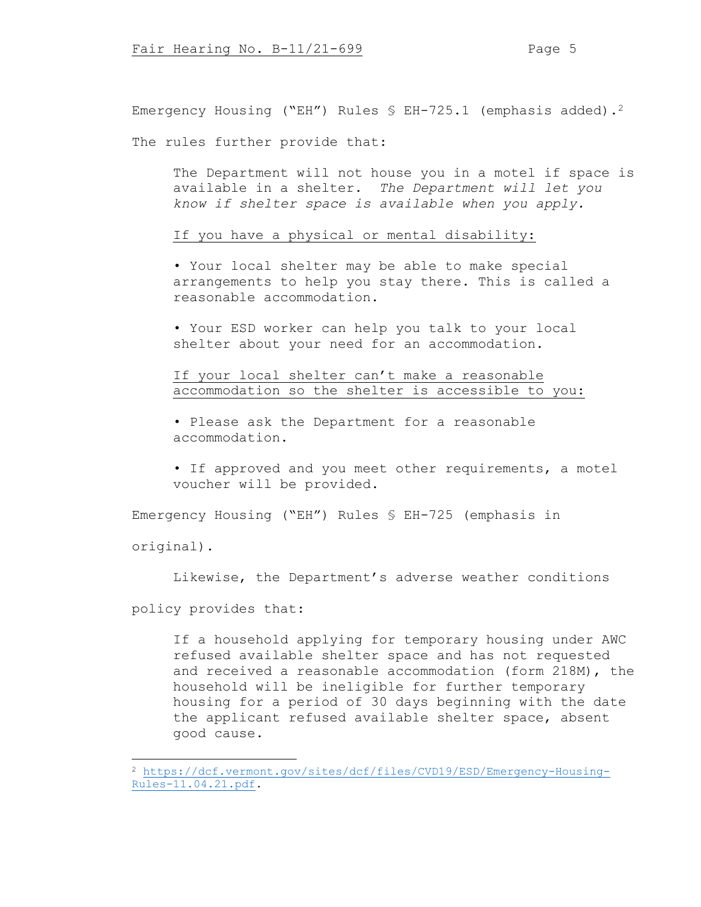Emergency Housing ("EH") Rules § EH-725.1 (emphasis added).[2]

The rules further provide that:

> The Department will not house you in a motel if space is available in a shelter. *The Department will let you know if shelter space is available when you apply.*
>
> <u>If you have a physical or mental disability:</u>
>
> • Your local shelter may be able to make special arrangements to help you stay there. This is called a reasonable accommodation.
>
> • Your ESD worker can help you talk to your local shelter about your need for an accommodation.
>
> <u>If your local shelter can't make a reasonable accommodation so the shelter is accessible to you:</u>
>
> • Please ask the Department for a reasonable accommodation.
>
> • If approved and you meet other requirements, a motel voucher will be provided.

Emergency Housing ("EH") Rules § EH-725 (emphasis in original).

Likewise, the Department's adverse weather conditions policy provides that:

> If a household applying for temporary housing under AWC refused available shelter space and has not requested and received a reasonable accommodation (form 218M), the household will be ineligible for further temporary housing for a period of 30 days beginning with the date the applicant refused available shelter space, absent good cause.

---

[2] https://dcf.vermont.gov/sites/dcf/files/CVD19/ESD/Emergency-Housing-Rules-11.04.21.pdf.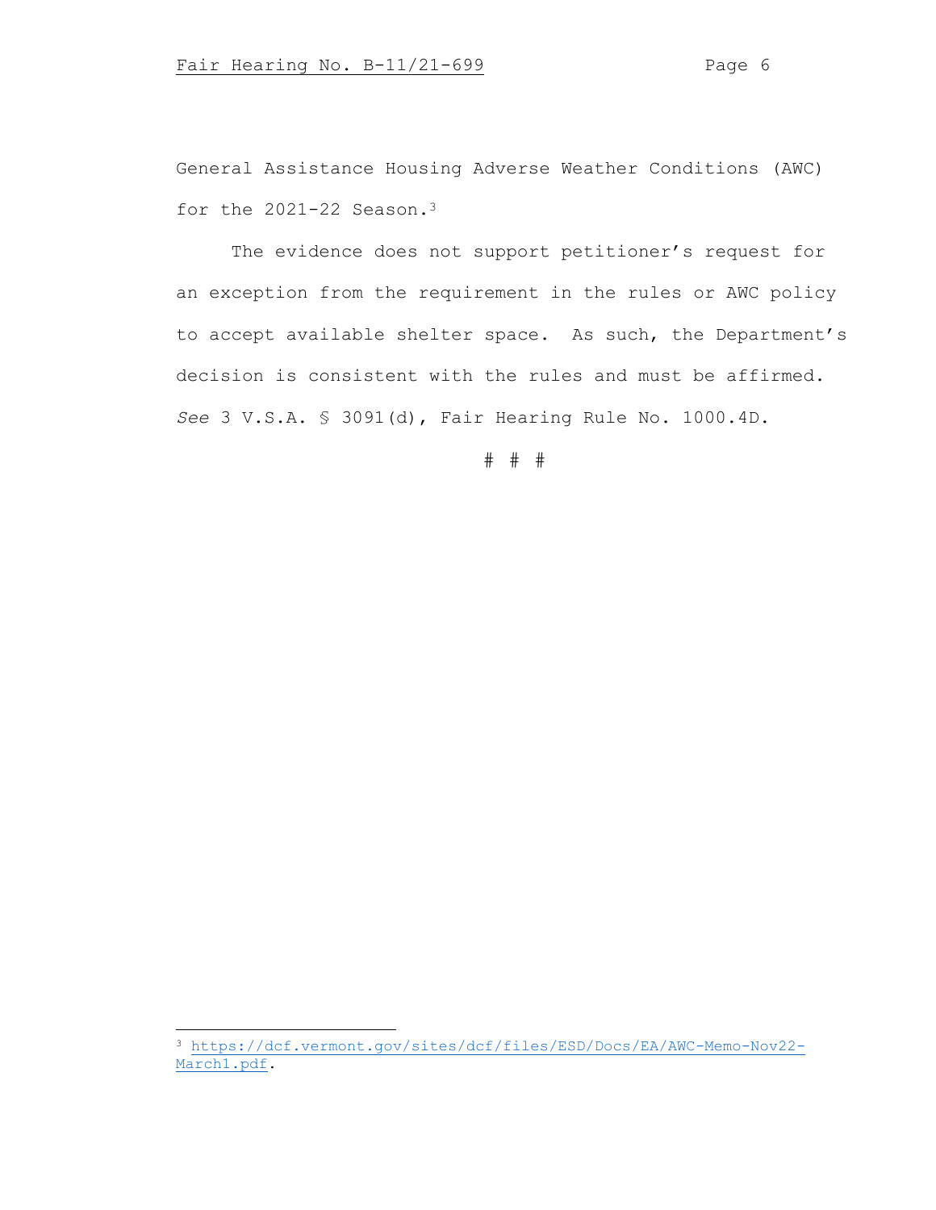General Assistance Housing Adverse Weather Conditions (AWC) for the 2021-22 Season.[3]

The evidence does not support petitioner's request for an exception from the requirement in the rules or AWC policy to accept available shelter space. As such, the Department's decision is consistent with the rules and must be affirmed. *See* 3 V.S.A. § 3091(d), Fair Hearing Rule No. 1000.4D.

# # #

[3] https://dcf.vermont.gov/sites/dcf/files/ESD/Docs/EA/AWC-Memo-Nov22-March1.pdf.